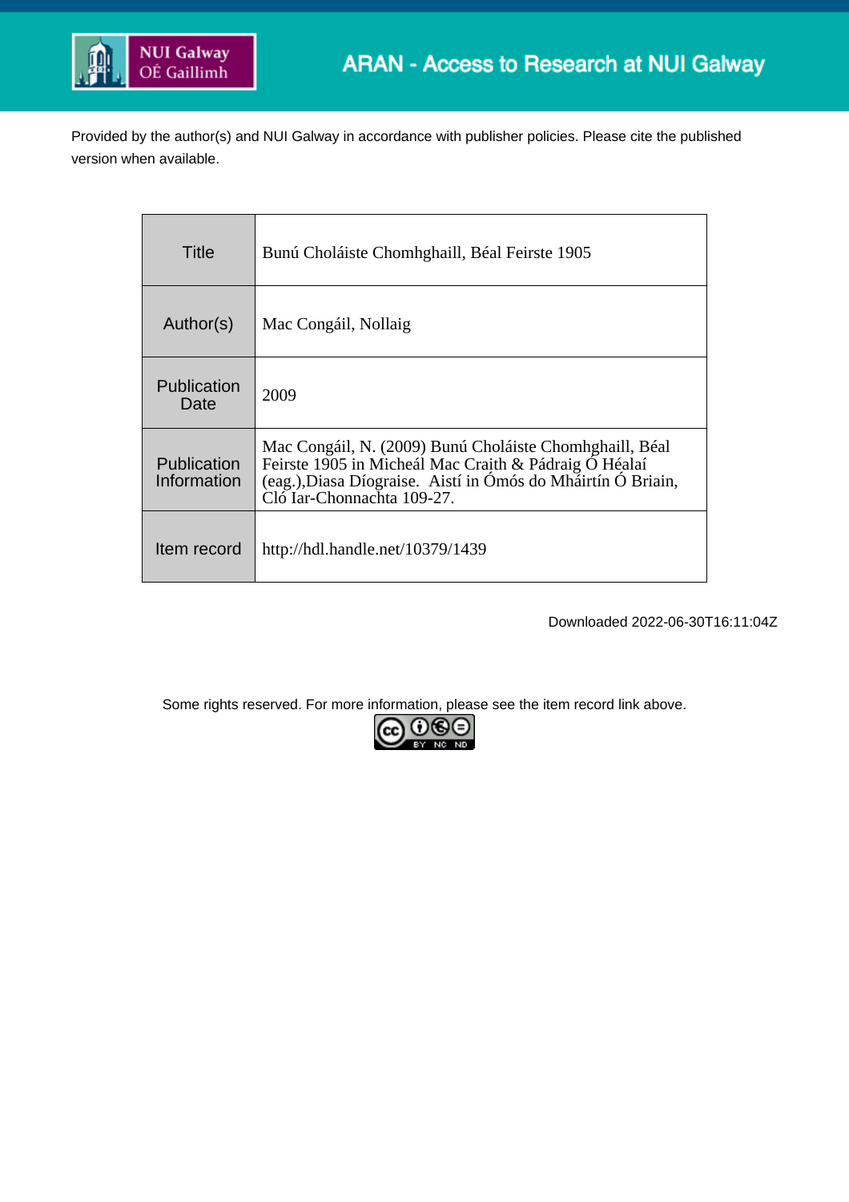ARAN - Access to Research at NUI Galway

Provided by the author(s) and NUI Galway in accordance with publisher policies. Please cite the published version when available.

| Title | Bunú Choláiste Chomhghaill, Béal Feirste 1905 |
|---|---|
| Author(s) | Mac Congáil, Nollaig |
| Publication Date | 2009 |
| Publication Information | Mac Congáil, N. (2009) Bunú Choláiste Chomhghaill, Béal Feirste 1905 in Micheál Mac Craith & Pádraig Ó Héalaí (eag.),Diasa Díograise.  Aistí in Ómós do Mháirtín Ó Briain, Cló Iar-Chonnachta 109-27. |
| Item record | http://hdl.handle.net/10379/1439 |

Downloaded 2022-06-30T16:11:04Z

Some rights reserved. For more information, please see the item record link above.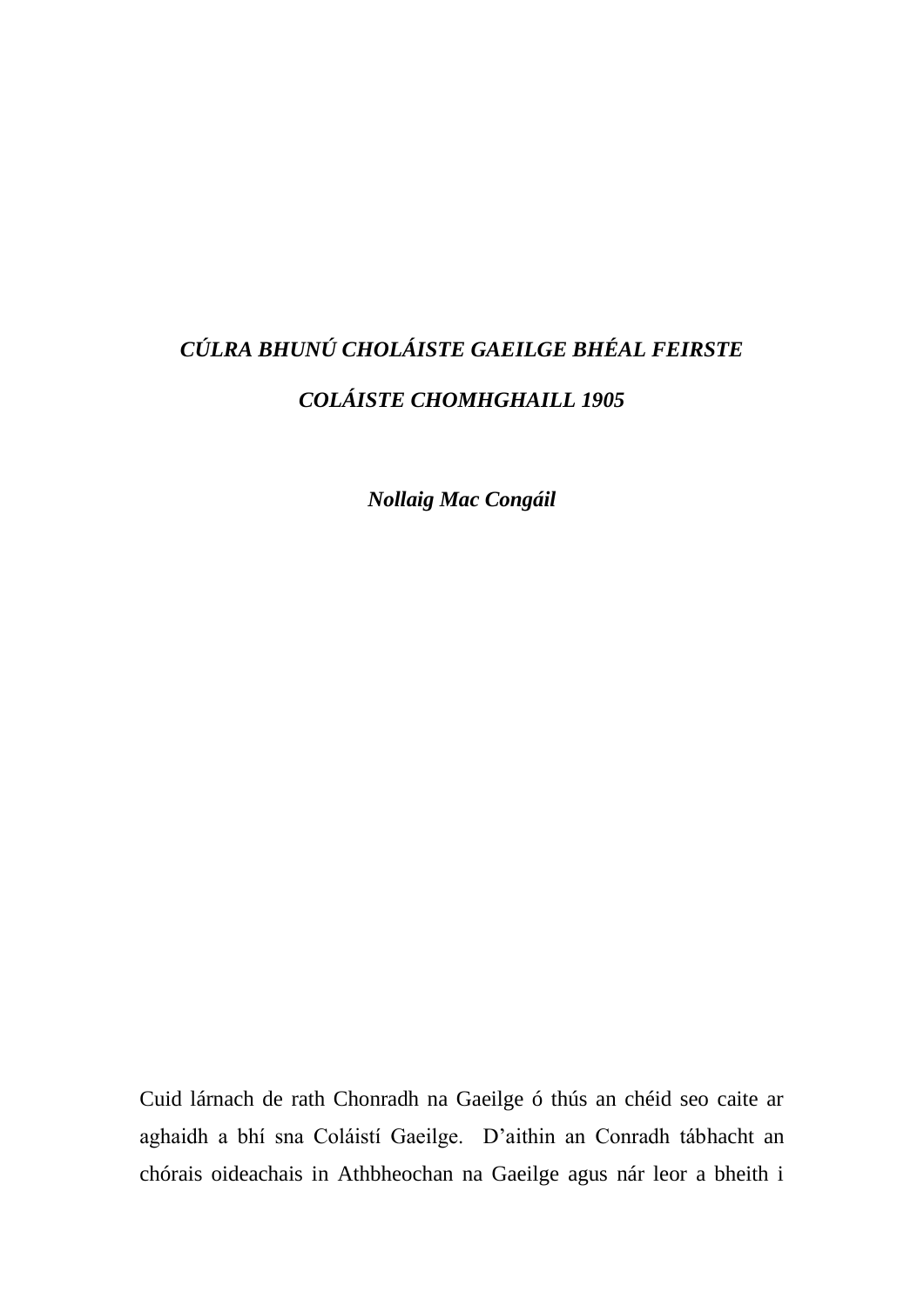# *CÚLRA BHUNÚ CHOLÁISTE GAEILGE BHÉAL FEIRSTE*

## *COLÁISTE CHOMHGHAILL 1905*

***Nollaig Mac Congáil***

Cuid lárnach de rath Chonradh na Gaeilge ó thús an chéid seo caite ar aghaidh a bhí sna Coláistí Gaeilge. D'aithin an Conradh tábhacht an chórais oideachais in Athbheochan na Gaeilge agus nár leor a bheith i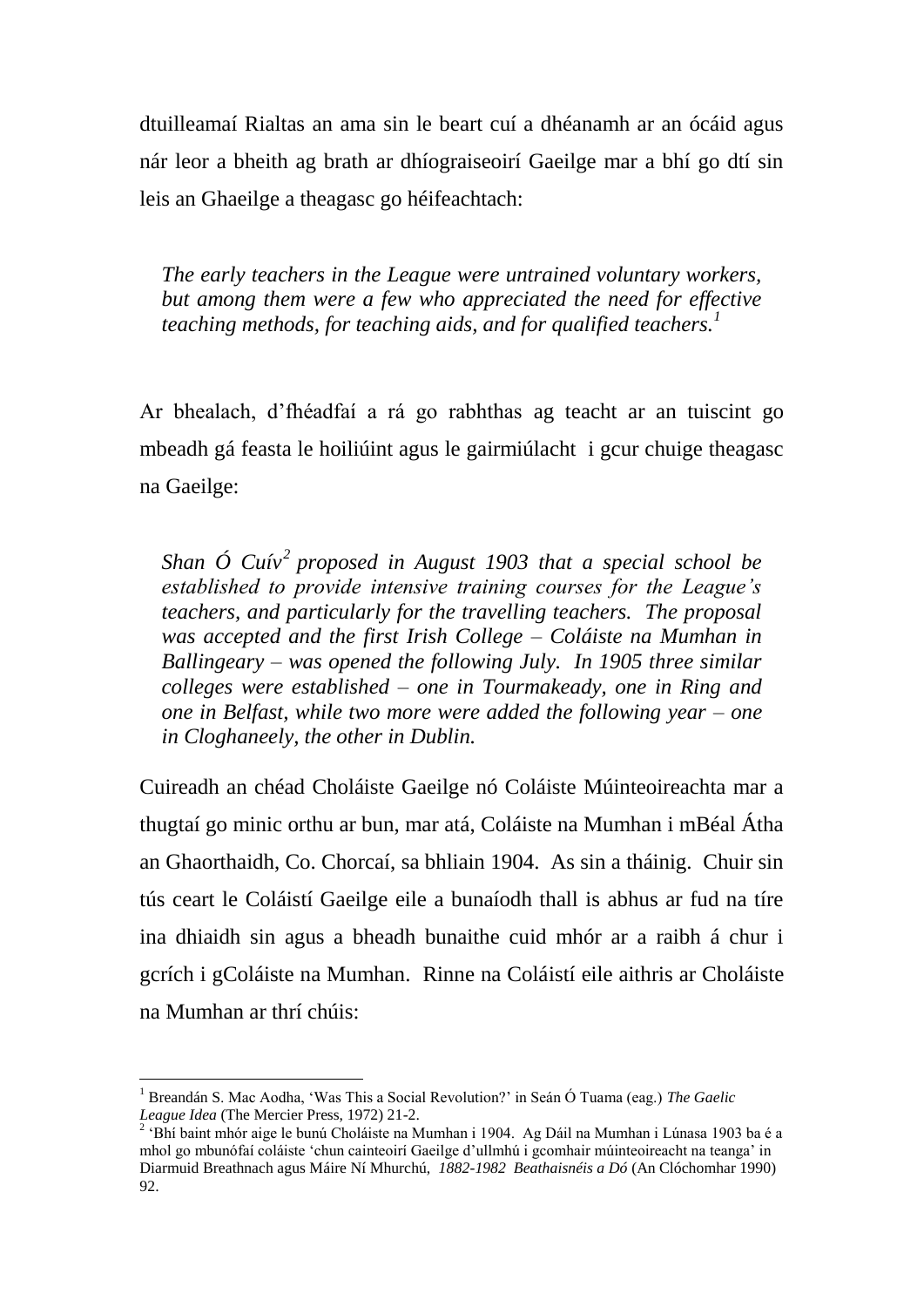dtuilleamaí Rialtas an ama sin le beart cuí a dhéanamh ar an ócáid agus nár leor a bheith ag brath ar dhíograiseoirí Gaeilge mar a bhí go dtí sin leis an Ghaeilge a theagasc go héifeachtach:

> *The early teachers in the League were untrained voluntary workers, but among them were a few who appreciated the need for effective teaching methods, for teaching aids, and for qualified teachers.*[1]

Ar bhealach, d'fhéadfaí a rá go rabhthas ag teacht ar an tuiscint go mbeadh gá feasta le hoiliúint agus le gairmiúlacht i gcur chuige theagasc na Gaeilge:

> *Shan Ó Cuív*[2] *proposed in August 1903 that a special school be established to provide intensive training courses for the League's teachers, and particularly for the travelling teachers. The proposal was accepted and the first Irish College – Coláiste na Mumhan in Ballingeary – was opened the following July. In 1905 three similar colleges were established – one in Tourmakeady, one in Ring and one in Belfast, while two more were added the following year – one in Cloghaneely, the other in Dublin.*

Cuireadh an chéad Choláiste Gaeilge nó Coláiste Múinteoireachta mar a thugtaí go minic orthu ar bun, mar atá, Coláiste na Mumhan i mBéal Átha an Ghaorthaidh, Co. Chorcaí, sa bhliain 1904. As sin a tháinig. Chuir sin tús ceart le Coláistí Gaeilge eile a bunaíodh thall is abhus ar fud na tíre ina dhiaidh sin agus a bheadh bunaithe cuid mhór ar a raibh á chur i gcrích i gColáiste na Mumhan. Rinne na Coláistí eile aithris ar Choláiste na Mumhan ar thrí chúis:

---

[1] Breandán S. Mac Aodha, 'Was This a Social Revolution?' in Seán Ó Tuama (eag.) *The Gaelic League Idea* (The Mercier Press, 1972) 21-2.

[2] 'Bhí baint mhór aige le bunú Choláiste na Mumhan i 1904. Ag Dáil na Mumhan i Lúnasa 1903 ba é a mhol go mbunófaí coláiste 'chun cainteoirí Gaeilge d'ullmhú i gcomhair múinteoireacht na teanga' in Diarmuid Breathnach agus Máire Ní Mhurchú, *1882-1982 Beathaisnéis a Dó* (An Clóchomhar 1990) 92.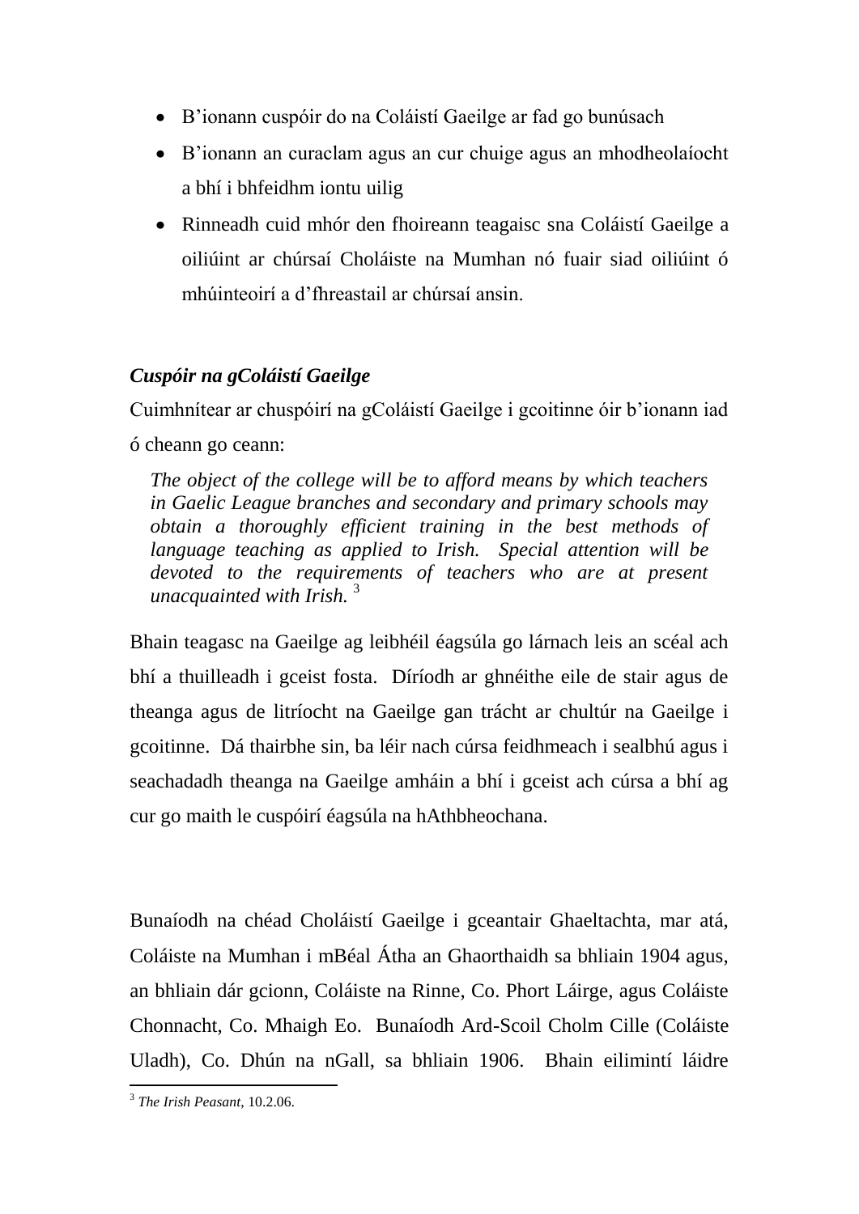- B'ionann cuspóir do na Coláistí Gaeilge ar fad go bunúsach
- B'ionann an curaclam agus an cur chuige agus an mhodheolaíocht a bhí i bhfeidhm iontu uilig
- Rinneadh cuid mhór den fhoireann teagaisc sna Coláistí Gaeilge a oiliúint ar chúrsaí Choláiste na Mumhan nó fuair siad oiliúint ó mhúinteoirí a d'fhreastail ar chúrsaí ansin.

***Cuspóir na gColáistí Gaeilge***

Cuimhnítear ar chuspóirí na gColáistí Gaeilge i gcoitinne óir b'ionann iad ó cheann go ceann:

> *The object of the college will be to afford means by which teachers in Gaelic League branches and secondary and primary schools may obtain a thoroughly efficient training in the best methods of language teaching as applied to Irish. Special attention will be devoted to the requirements of teachers who are at present unacquainted with Irish.* [3]

Bhain teagasc na Gaeilge ag leibhéil éagsúla go lárnach leis an scéal ach bhí a thuilleadh i gceist fosta. Díríodh ar ghnéithe eile de stair agus de theanga agus de litríocht na Gaeilge gan trácht ar chultúr na Gaeilge i gcoitinne. Dá thairbhe sin, ba léir nach cúrsa feidhmeach i sealbhú agus i seachadadh theanga na Gaeilge amháin a bhí i gceist ach cúrsa a bhí ag cur go maith le cuspóirí éagsúla na hAthbheochana.

Bunaíodh na chéad Choláistí Gaeilge i gceantair Ghaeltachta, mar atá, Coláiste na Mumhan i mBéal Átha an Ghaorthaidh sa bhliain 1904 agus, an bhliain dár gcionn, Coláiste na Rinne, Co. Phort Láirge, agus Coláiste Chonnacht, Co. Mhaigh Eo. Bunaíodh Ard-Scoil Cholm Cille (Coláiste Uladh), Co. Dhún na nGall, sa bhliain 1906. Bhain eilimintí láidre

---

[3] *The Irish Peasant*, 10.2.06.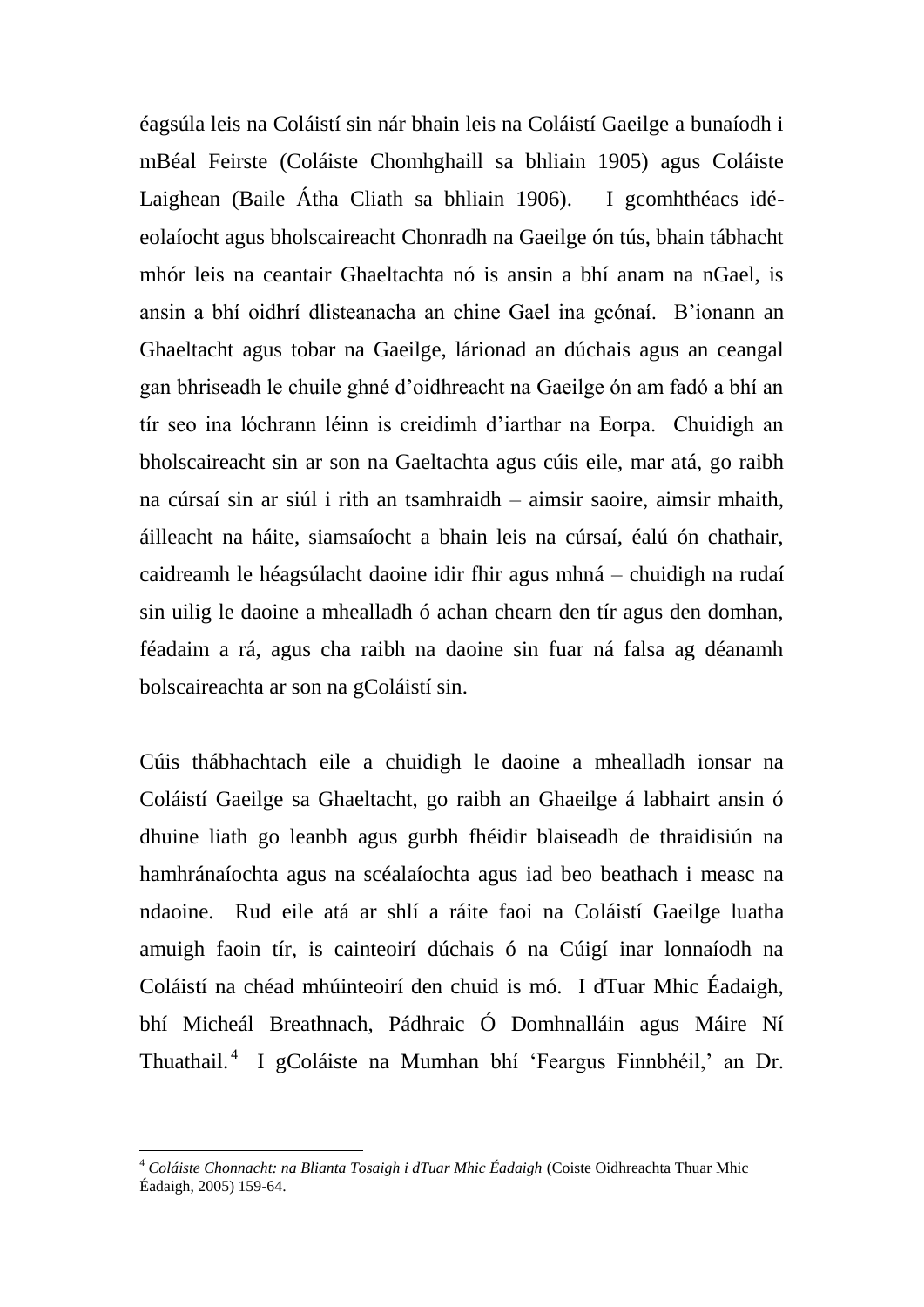éagsúla leis na Coláistí sin nár bhain leis na Coláistí Gaeilge a bunaíodh i mBéal Feirste (Coláiste Chomhghaill sa bhliain 1905) agus Coláiste Laighean (Baile Átha Cliath sa bhliain 1906). I gcomhthéacs idé-eolaíocht agus bholscaireacht Chonradh na Gaeilge ón tús, bhain tábhacht mhór leis na ceantair Ghaeltachta nó is ansin a bhí anam na nGael, is ansin a bhí oidhrí dlisteanacha an chine Gael ina gcónaí. B'ionann an Ghaeltacht agus tobar na Gaeilge, lárionad an dúchais agus an ceangal gan bhriseadh le chuile ghné d'oidhreacht na Gaeilge ón am fadó a bhí an tír seo ina lóchrann léinn is creidimh d'iarthar na Eorpa. Chuidigh an bholscaireacht sin ar son na Gaeltachta agus cúis eile, mar atá, go raibh na cúrsaí sin ar siúl i rith an tsamhraidh – aimsir saoire, aimsir mhaith, áilleacht na háite, siamsaíocht a bhain leis na cúrsaí, éalú ón chathair, caidreamh le héagsúlacht daoine idir fhir agus mhná – chuidigh na rudaí sin uilig le daoine a mhealladh ó achan chearn den tír agus den domhan, féadaim a rá, agus cha raibh na daoine sin fuar ná falsa ag déanamh bolscaireachta ar son na gColáistí sin.

Cúis thábhachtach eile a chuidigh le daoine a mhealladh ionsar na Coláistí Gaeilge sa Ghaeltacht, go raibh an Ghaeilge á labhairt ansin ó dhuine liath go leanbh agus gurbh fhéidir blaiseadh de thraidisiún na hamhránaíochta agus na scéalaíochta agus iad beo beathach i measc na ndaoine. Rud eile atá ar shlí a ráite faoi na Coláistí Gaeilge luatha amuigh faoin tír, is cainteoirí dúchais ó na Cúigí inar lonnaíodh na Coláistí na chéad mhúinteoirí den chuid is mó. I dTuar Mhic Éadaigh, bhí Micheál Breathnach, Pádhraic Ó Domhnalláin agus Máire Ní Thuathail.[4] I gColáiste na Mumhan bhí 'Feargus Finnbhéil,' an Dr.

---

[4] *Coláiste Chonnacht: na Blianta Tosaigh i dTuar Mhic Éadaigh* (Coiste Oidhreachta Thuar Mhic Éadaigh, 2005) 159-64.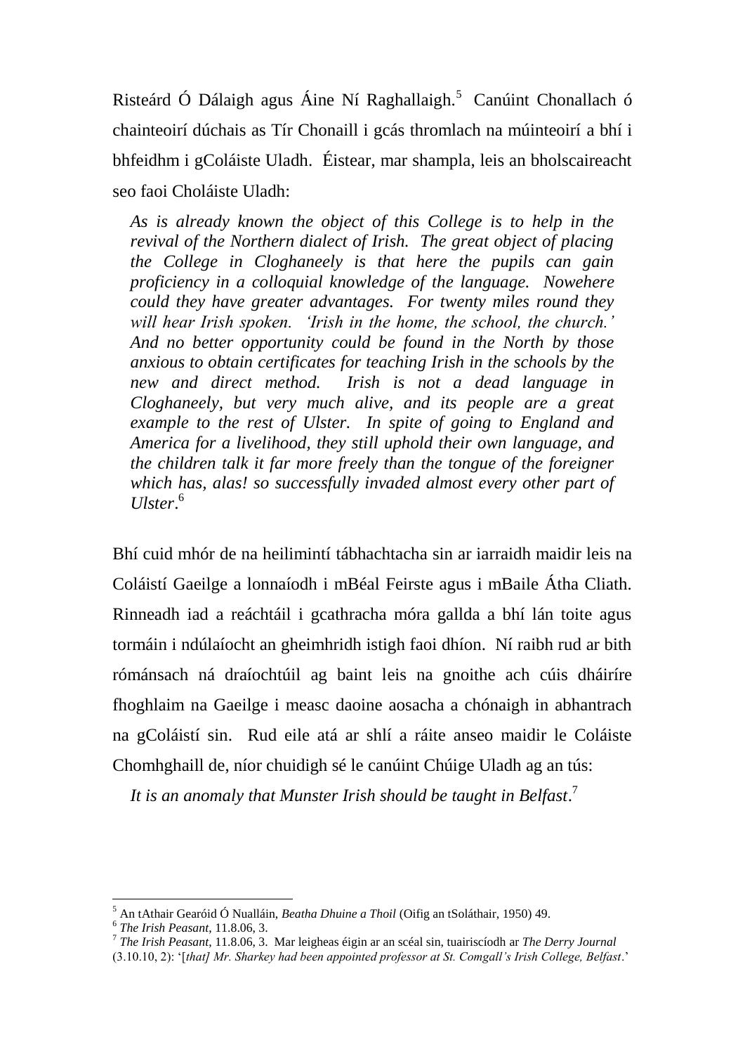Risteárd Ó Dálaigh agus Áine Ní Raghallaigh.[5] Canúint Chonallach ó chainteoirí dúchais as Tír Chonaill i gcás thromlach na múinteoirí a bhí i bhfeidhm i gColáiste Uladh. Éistear, mar shampla, leis an bholscaireacht seo faoi Choláiste Uladh:

> *As is already known the object of this College is to help in the revival of the Northern dialect of Irish. The great object of placing the College in Cloghaneely is that here the pupils can gain proficiency in a colloquial knowledge of the language. Nowehere could they have greater advantages. For twenty miles round they will hear Irish spoken. 'Irish in the home, the school, the church.' And no better opportunity could be found in the North by those anxious to obtain certificates for teaching Irish in the schools by the new and direct method. Irish is not a dead language in Cloghaneely, but very much alive, and its people are a great example to the rest of Ulster. In spite of going to England and America for a livelihood, they still uphold their own language, and the children talk it far more freely than the tongue of the foreigner which has, alas! so successfully invaded almost every other part of Ulster*.[6]

Bhí cuid mhór de na heilimintí tábhachtacha sin ar iarraidh maidir leis na Coláistí Gaeilge a lonnaíodh i mBéal Feirste agus i mBaile Átha Cliath. Rinneadh iad a reáchtáil i gcathracha móra gallda a bhí lán toite agus tormáin i ndúlaíocht an gheimhridh istigh faoi dhíon. Ní raibh rud ar bith rómánsach ná draíochtúil ag baint leis na gnoithe ach cúis dháiríre fhoghlaim na Gaeilge i measc daoine aosacha a chónaigh in abhantrach na gColáistí sin. Rud eile atá ar shlí a ráite anseo maidir le Coláiste Chomhghaill de, níor chuidigh sé le canúint Chúige Uladh ag an tús:

> *It is an anomaly that Munster Irish should be taught in Belfast*.[7]

---

[5] An tAthair Gearóid Ó Nualláin, *Beatha Dhuine a Thoil* (Oifig an tSoláthair, 1950) 49.

[6] *The Irish Peasant*, 11.8.06, 3.

[7] *The Irish Peasant*, 11.8.06, 3. Mar leigheas éigin ar an scéal sin, tuairiscíodh ar *The Derry Journal* (3.10.10, 2): '[*that] Mr. Sharkey had been appointed professor at St. Comgall's Irish College, Belfast*.'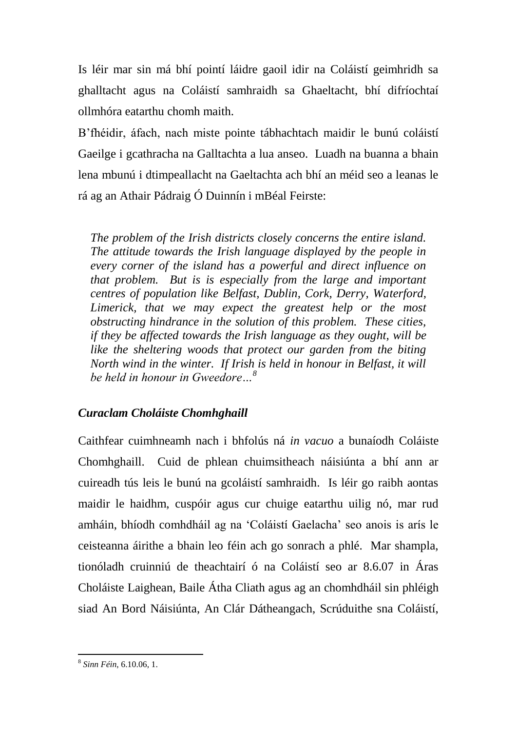Is léir mar sin má bhí pointí láidre gaoil idir na Coláistí geimhridh sa ghalltacht agus na Coláistí samhraidh sa Ghaeltacht, bhí difríochtaí ollmhóra eatarthu chomh maith.

B'fhéidir, áfach, nach miste pointe tábhachtach maidir le bunú coláistí Gaeilge i gcathracha na Galltachta a lua anseo. Luadh na buanna a bhain lena mbunú i dtimpeallacht na Gaeltachta ach bhí an méid seo a leanas le rá ag an Athair Pádraig Ó Duinnín i mBéal Feirste:

> *The problem of the Irish districts closely concerns the entire island. The attitude towards the Irish language displayed by the people in every corner of the island has a powerful and direct influence on that problem. But is is especially from the large and important centres of population like Belfast, Dublin, Cork, Derry, Waterford, Limerick, that we may expect the greatest help or the most obstructing hindrance in the solution of this problem. These cities, if they be affected towards the Irish language as they ought, will be like the sheltering woods that protect our garden from the biting North wind in the winter. If Irish is held in honour in Belfast, it will be held in honour in Gweedore…*[8]

### *Curaclam Choláiste Chomhghaill*

Caithfear cuimhneamh nach i bhfolús ná *in vacuo* a bunaíodh Coláiste Chomhghaill. Cuid de phlean chuimsitheach náisiúnta a bhí ann ar cuireadh tús leis le bunú na gcoláistí samhraidh. Is léir go raibh aontas maidir le haidhm, cuspóir agus cur chuige eatarthu uilig nó, mar rud amháin, bhíodh comhdháil ag na 'Coláistí Gaelacha' seo anois is arís le ceisteanna áirithe a bhain leo féin ach go sonrach a phlé. Mar shampla, tionóladh cruinniú de theachtairí ó na Coláistí seo ar 8.6.07 in Áras Choláiste Laighean, Baile Átha Cliath agus ag an chomhdháil sin phléigh siad An Bord Náisiúnta, An Clár Dátheangach, Scrúduithe sna Coláistí,

---

[8] *Sinn Féin*, 6.10.06, 1.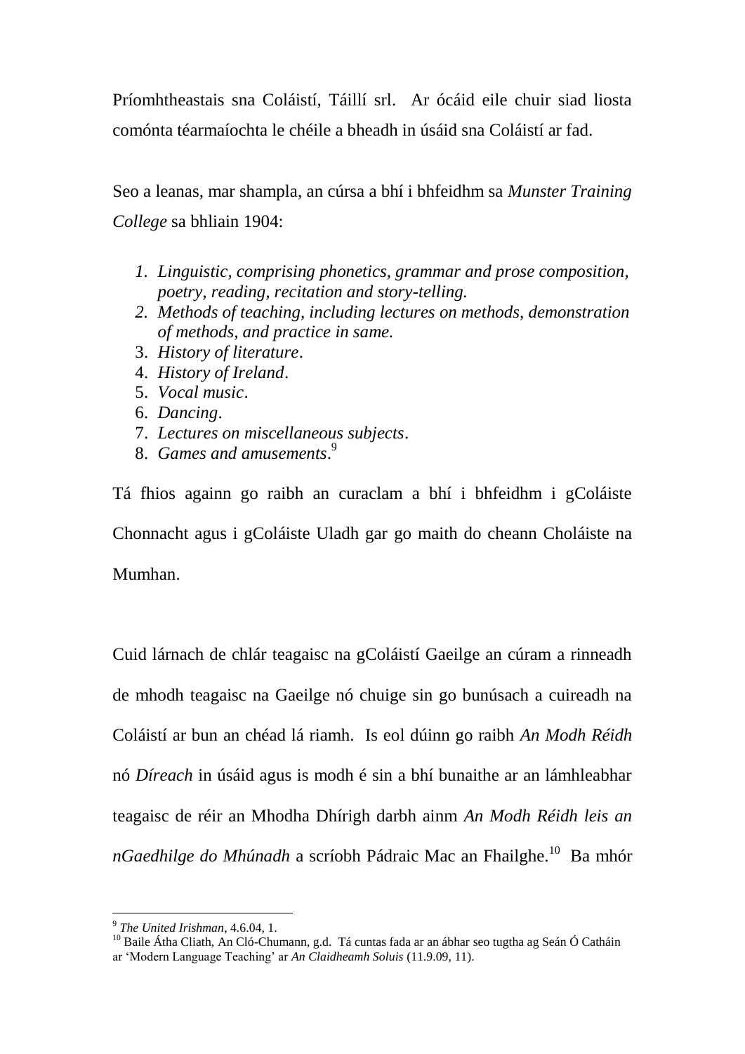Príomhtheastais sna Coláistí, Táillí srl. Ar ócáid eile chuir siad liosta comónta téarmaíochta le chéile a bheadh in úsáid sna Coláistí ar fad.

Seo a leanas, mar shampla, an cúrsa a bhí i bhfeidhm sa *Munster Training College* sa bhliain 1904:

1. *Linguistic, comprising phonetics, grammar and prose composition, poetry, reading, recitation and story-telling.*
2. *Methods of teaching, including lectures on methods, demonstration of methods, and practice in same.*
3. *History of literature*.
4. *History of Ireland*.
5. *Vocal music*.
6. *Dancing*.
7. *Lectures on miscellaneous subjects*.
8. *Games and amusements*.[9]

Tá fhios againn go raibh an curaclam a bhí i bhfeidhm i gColáiste Chonnacht agus i gColáiste Uladh gar go maith do cheann Choláiste na Mumhan.

Cuid lárnach de chlár teagaisc na gColáistí Gaeilge an cúram a rinneadh de mhodh teagaisc na Gaeilge nó chuige sin go bunúsach a cuireadh na Coláistí ar bun an chéad lá riamh. Is eol dúinn go raibh *An Modh Réidh* nó *Díreach* in úsáid agus is modh é sin a bhí bunaithe ar an lámhleabhar teagaisc de réir an Mhodha Dhírigh darbh ainm *An Modh Réidh leis an nGaedhilge do Mhúnadh* a scríobh Pádraic Mac an Fhailghe.[10] Ba mhór

---

[9] *The United Irishman*, 4.6.04, 1.

[10] Baile Átha Cliath, An Cló-Chumann, g.d. Tá cuntas fada ar an ábhar seo tugtha ag Seán Ó Catháin ar 'Modern Language Teaching' ar *An Claidheamh Soluis* (11.9.09, 11).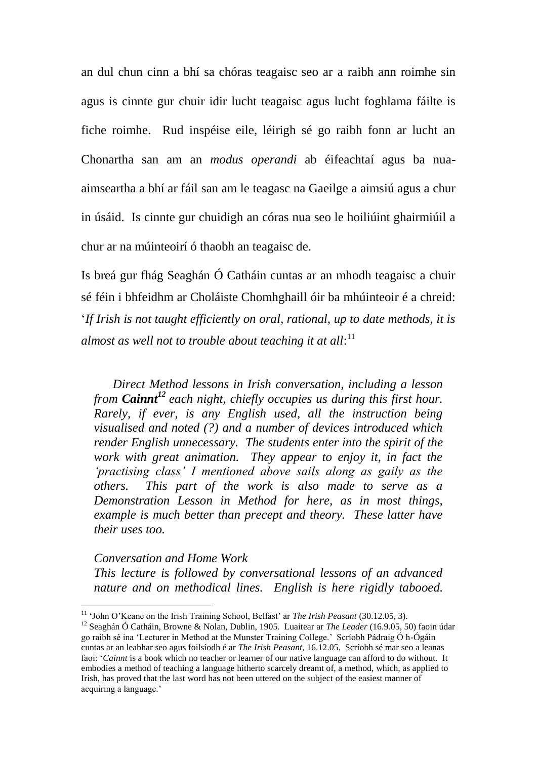an dul chun cinn a bhí sa chóras teagaisc seo ar a raibh ann roimhe sin agus is cinnte gur chuir idir lucht teagaisc agus lucht foghlama fáilte is fiche roimhe. Rud inspéise eile, léirigh sé go raibh fonn ar lucht an Chonartha san am an *modus operandi* ab éifeachtaí agus ba nua-aimseartha a bhí ar fáil san am le teagasc na Gaeilge a aimsiú agus a chur in úsáid. Is cinnte gur chuidigh an córas nua seo le hoiliúint ghairmiúil a chur ar na múinteoirí ó thaobh an teagaisc de.

Is breá gur fhág Seaghán Ó Catháin cuntas ar an mhodh teagaisc a chuir sé féin i bhfeidhm ar Choláiste Chomhghaill óir ba mhúinteoir é a chreid: '*If Irish is not taught efficiently on oral, rational, up to date methods, it is almost as well not to trouble about teaching it at all*:[11]

> *Direct Method lessons in Irish conversation, including a lesson from **Cainnt**[12] each night, chiefly occupies us during this first hour. Rarely, if ever, is any English used, all the instruction being visualised and noted (?) and a number of devices introduced which render English unnecessary. The students enter into the spirit of the work with great animation. They appear to enjoy it, in fact the 'practising class' I mentioned above sails along as gaily as the others. This part of the work is also made to serve as a Demonstration Lesson in Method for here, as in most things, example is much better than precept and theory. These latter have their uses too.*
>
> *Conversation and Home Work*
> *This lecture is followed by conversational lessons of an advanced nature and on methodical lines. English is here rigidly tabooed.*

---

[11] 'John O'Keane on the Irish Training School, Belfast' ar *The Irish Peasant* (30.12.05, 3).

[12] Seaghán Ó Catháin, Browne & Nolan, Dublin, 1905. Luaitear ar *The Leader* (16.9.05, 50) faoin údar go raibh sé ina 'Lecturer in Method at the Munster Training College.' Scríobh Pádraig Ó h-Ógáin cuntas ar an leabhar seo agus foilsíodh é ar *The Irish Peasant*, 16.12.05. Scríobh sé mar seo a leanas faoi: '*Cainnt* is a book which no teacher or learner of our native language can afford to do without. It embodies a method of teaching a language hitherto scarcely dreamt of, a method, which, as applied to Irish, has proved that the last word has not been uttered on the subject of the easiest manner of acquiring a language.'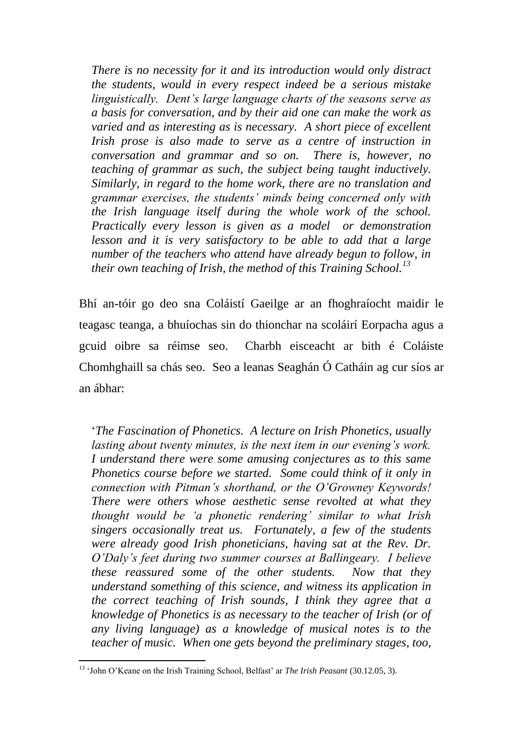*There is no necessity for it and its introduction would only distract the students, would in every respect indeed be a serious mistake linguistically. Dent's large language charts of the seasons serve as a basis for conversation, and by their aid one can make the work as varied and as interesting as is necessary. A short piece of excellent Irish prose is also made to serve as a centre of instruction in conversation and grammar and so on. There is, however, no teaching of grammar as such, the subject being taught inductively. Similarly, in regard to the home work, there are no translation and grammar exercises, the students' minds being concerned only with the Irish language itself during the whole work of the school. Practically every lesson is given as a model or demonstration lesson and it is very satisfactory to be able to add that a large number of the teachers who attend have already begun to follow, in their own teaching of Irish, the method of this Training School.*[13]

Bhí an-tóir go deo sna Coláistí Gaeilge ar an fhoghraíocht maidir le teagasc teanga, a bhuíochas sin do thionchar na scoláirí Eorpacha agus a gcuid oibre sa réimse seo. Charbh eisceacht ar bith é Coláiste Chomhghaill sa chás seo. Seo a leanas Seaghán Ó Catháin ag cur síos ar an ábhar:

'*The Fascination of Phonetics. A lecture on Irish Phonetics, usually lasting about twenty minutes, is the next item in our evening's work. I understand there were some amusing conjectures as to this same Phonetics course before we started. Some could think of it only in connection with Pitman's shorthand, or the O'Growney Keywords! There were others whose aesthetic sense revolted at what they thought would be 'a phonetic rendering' similar to what Irish singers occasionally treat us. Fortunately, a few of the students were already good Irish phoneticians, having sat at the Rev. Dr. O'Daly's feet during two summer courses at Ballingeary. I believe these reassured some of the other students. Now that they understand something of this science, and witness its application in the correct teaching of Irish sounds, I think they agree that a knowledge of Phonetics is as necessary to the teacher of Irish (or of any living language) as a knowledge of musical notes is to the teacher of music. When one gets beyond the preliminary stages, too,*

---

[13] 'John O'Keane on the Irish Training School, Belfast' ar *The Irish Peasant* (30.12.05, 3).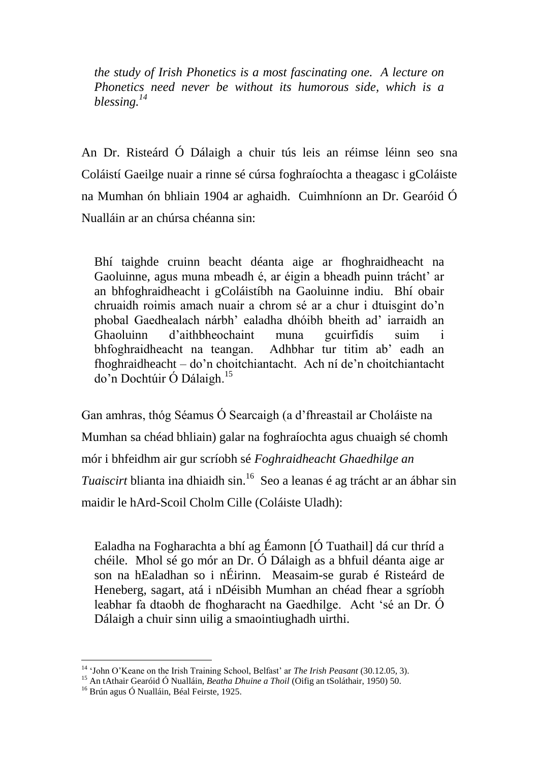> *the study of Irish Phonetics is a most fascinating one. A lecture on Phonetics need never be without its humorous side, which is a blessing.*[14]

An Dr. Risteárd Ó Dálaigh a chuir tús leis an réimse léinn seo sna Coláistí Gaeilge nuair a rinne sé cúrsa foghraíochta a theagasc i gColáiste na Mumhan ón bhliain 1904 ar aghaidh. Cuimhníonn an Dr. Gearóid Ó Nualláin ar an chúrsa chéanna sin:

> Bhí taighde cruinn beacht déanta aige ar fhoghraidheacht na Gaoluinne, agus muna mbeadh é, ar éigin a bheadh puinn trácht' ar an bhfoghraidheacht i gColáistíbh na Gaoluinne indiu. Bhí obair chruaidh roimis amach nuair a chrom sé ar a chur i dtuisgint do'n phobal Gaedhealach nárbh' ealadha dhóibh bheith ad' iarraidh an Ghaoluinn d'aithbheochaint muna gcuirfidís suim i bhfoghraidheacht na teangan. Adhbhar tur titim ab' eadh an fhoghraidheacht – do'n choitchiantacht. Ach ní de'n choitchiantacht do'n Dochtúir Ó Dálaigh.[15]

Gan amhras, thóg Séamus Ó Searcaigh (a d'fhreastail ar Choláiste na Mumhan sa chéad bhliain) galar na foghraíochta agus chuaigh sé chomh mór i bhfeidhm air gur scríobh sé *Foghraidheacht Ghaedhilge an Tuaiscirt* blianta ina dhiaidh sin.[16] Seo a leanas é ag trácht ar an ábhar sin maidir le hArd-Scoil Cholm Cille (Coláiste Uladh):

> Ealadha na Fogharachta a bhí ag Éamonn [Ó Tuathail] dá cur thríd a chéile. Mhol sé go mór an Dr. Ó Dálaigh as a bhfuil déanta aige ar son na hEaladhan so i nÉirinn. Measaim-se gurab é Risteárd de Heneberg, sagart, atá i nDéisibh Mumhan an chéad fhear a sgríobh leabhar fa dtaobh de fhogharacht na Gaedhilge. Acht 'sé an Dr. Ó Dálaigh a chuir sinn uilig a smaointiughadh uirthi.

---

[14] 'John O'Keane on the Irish Training School, Belfast' ar *The Irish Peasant* (30.12.05, 3).

[15] An tAthair Gearóid Ó Nualláin, *Beatha Dhuine a Thoil* (Oifig an tSoláthair, 1950) 50.

[16] Brún agus Ó Nualláin, Béal Feirste, 1925.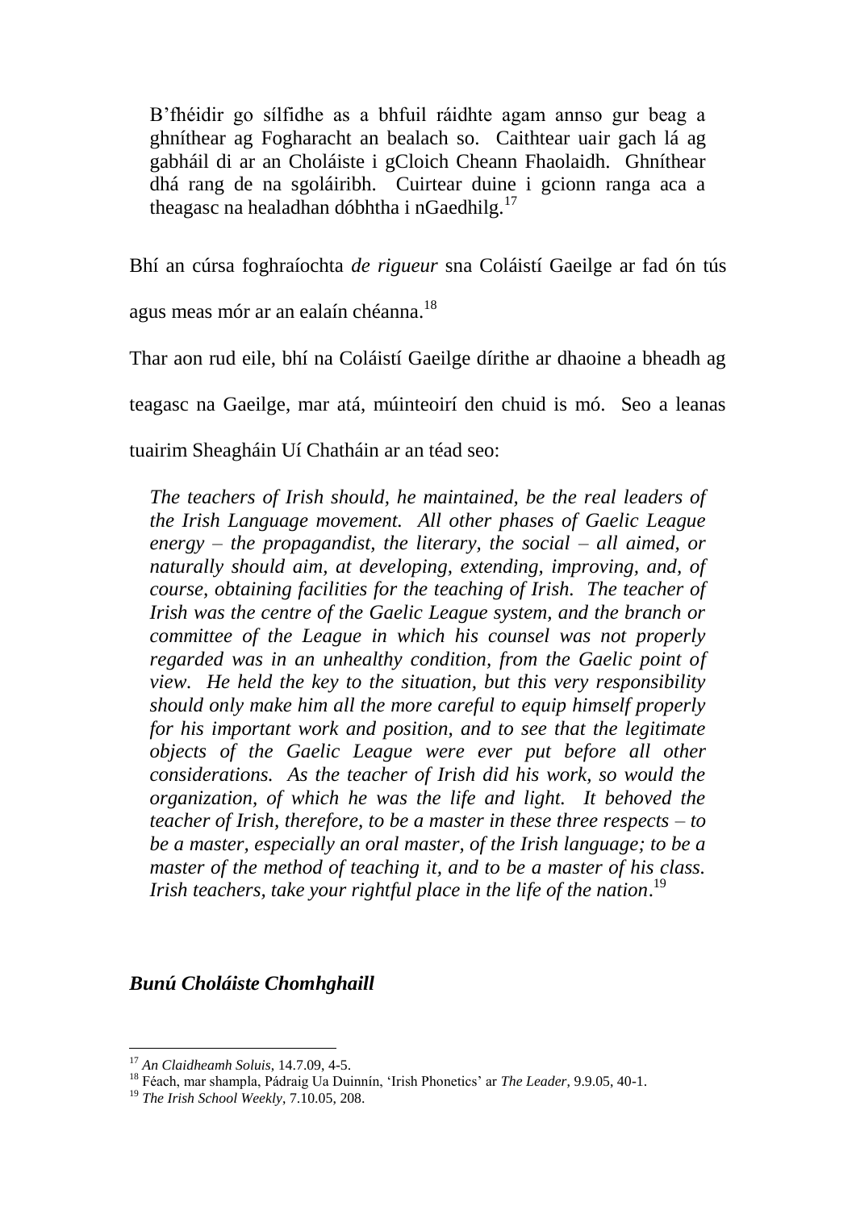> B'fhéidir go sílfidhe as a bhfuil ráidhte agam annso gur beag a ghníthear ag Fogharacht an bealach so. Caithtear uair gach lá ag gabháil di ar an Choláiste i gCloich Cheann Fhaolaidh. Ghníthear dhá rang de na sgoláiribh. Cuirtear duine i gcionn ranga aca a theagasc na healadhan dóbhtha i nGaedhilg.[17]

Bhí an cúrsa foghraíochta *de rigueur* sna Coláistí Gaeilge ar fad ón tús agus meas mór ar an ealaín chéanna.[18]

Thar aon rud eile, bhí na Coláistí Gaeilge dírithe ar dhaoine a bheadh ag teagasc na Gaeilge, mar atá, múinteoirí den chuid is mó. Seo a leanas tuairim Sheagháin Uí Chatháin ar an téad seo:

> *The teachers of Irish should, he maintained, be the real leaders of the Irish Language movement. All other phases of Gaelic League energy – the propagandist, the literary, the social – all aimed, or naturally should aim, at developing, extending, improving, and, of course, obtaining facilities for the teaching of Irish. The teacher of Irish was the centre of the Gaelic League system, and the branch or committee of the League in which his counsel was not properly regarded was in an unhealthy condition, from the Gaelic point of view. He held the key to the situation, but this very responsibility should only make him all the more careful to equip himself properly for his important work and position, and to see that the legitimate objects of the Gaelic League were ever put before all other considerations. As the teacher of Irish did his work, so would the organization, of which he was the life and light. It behoved the teacher of Irish, therefore, to be a master in these three respects – to be a master, especially an oral master, of the Irish language; to be a master of the method of teaching it, and to be a master of his class. Irish teachers, take your rightful place in the life of the nation*.[19]

### *Bunú Choláiste Chomhghaill*

---

[17] *An Claidheamh Soluis*, 14.7.09, 4-5.

[18] Féach, mar shampla, Pádraig Ua Duinnín, 'Irish Phonetics' ar *The Leader*, 9.9.05, 40-1.

[19] *The Irish School Weekly*, 7.10.05, 208.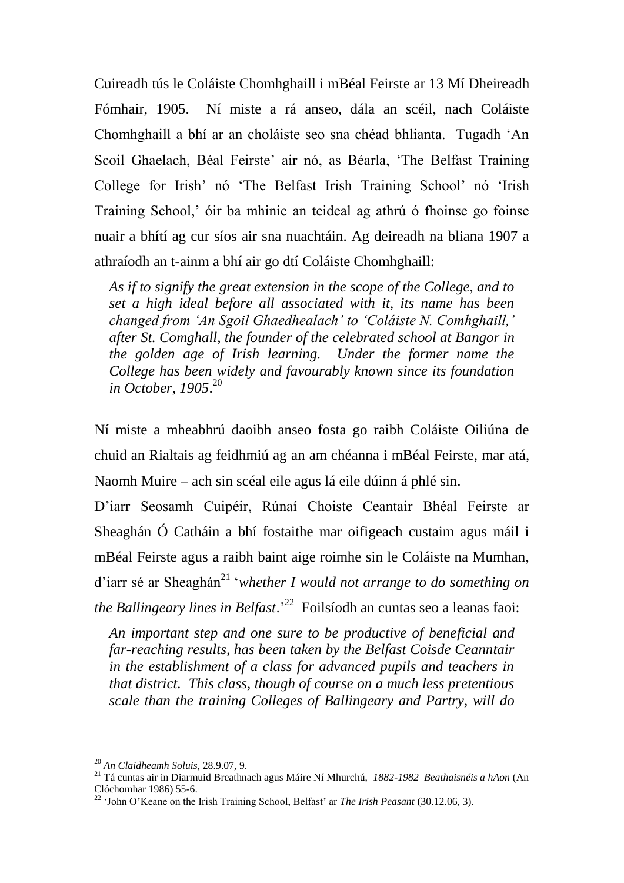Cuireadh tús le Coláiste Chomhghaill i mBéal Feirste ar 13 Mí Dheireadh Fómhair, 1905. Ní miste a rá anseo, dála an scéil, nach Coláiste Chomhghaill a bhí ar an choláiste seo sna chéad bhlianta. Tugadh 'An Scoil Ghaelach, Béal Feirste' air nó, as Béarla, 'The Belfast Training College for Irish' nó 'The Belfast Irish Training School' nó 'Irish Training School,' óir ba mhinic an teideal ag athrú ó fhoinse go foinse nuair a bhítí ag cur síos air sna nuachtáin. Ag deireadh na bliana 1907 a athraíodh an t-ainm a bhí air go dtí Coláiste Chomhghaill:

> *As if to signify the great extension in the scope of the College, and to set a high ideal before all associated with it, its name has been changed from 'An Sgoil Ghaedhealach' to 'Coláiste N. Comhghaill,' after St. Comghall, the founder of the celebrated school at Bangor in the golden age of Irish learning. Under the former name the College has been widely and favourably known since its foundation in October, 1905*.[20]

Ní miste a mheabhrú daoibh anseo fosta go raibh Coláiste Oiliúna de chuid an Rialtais ag feidhmiú ag an am chéanna i mBéal Feirste, mar atá, Naomh Muire – ach sin scéal eile agus lá eile dúinn á phlé sin.

D'iarr Seosamh Cuipéir, Rúnaí Choiste Ceantair Bhéal Feirste ar Sheaghán Ó Catháin a bhí fostaithe mar oifigeach custaim agus máil i mBéal Feirste agus a raibh baint aige roimhe sin le Coláiste na Mumhan, d'iarr sé ar Sheaghán[21] '*whether I would not arrange to do something on the Ballingeary lines in Belfast*.'[22] Foilsíodh an cuntas seo a leanas faoi:

> *An important step and one sure to be productive of beneficial and far-reaching results, has been taken by the Belfast Coisde Ceanntair in the establishment of a class for advanced pupils and teachers in that district. This class, though of course on a much less pretentious scale than the training Colleges of Ballingeary and Partry, will do*

---

[20] *An Claidheamh Soluis*, 28.9.07, 9.

[21] Tá cuntas air in Diarmuid Breathnach agus Máire Ní Mhurchú, *1882-1982 Beathaisnéis a hAon* (An Clóchomhar 1986) 55-6.

[22] 'John O'Keane on the Irish Training School, Belfast' ar *The Irish Peasant* (30.12.06, 3).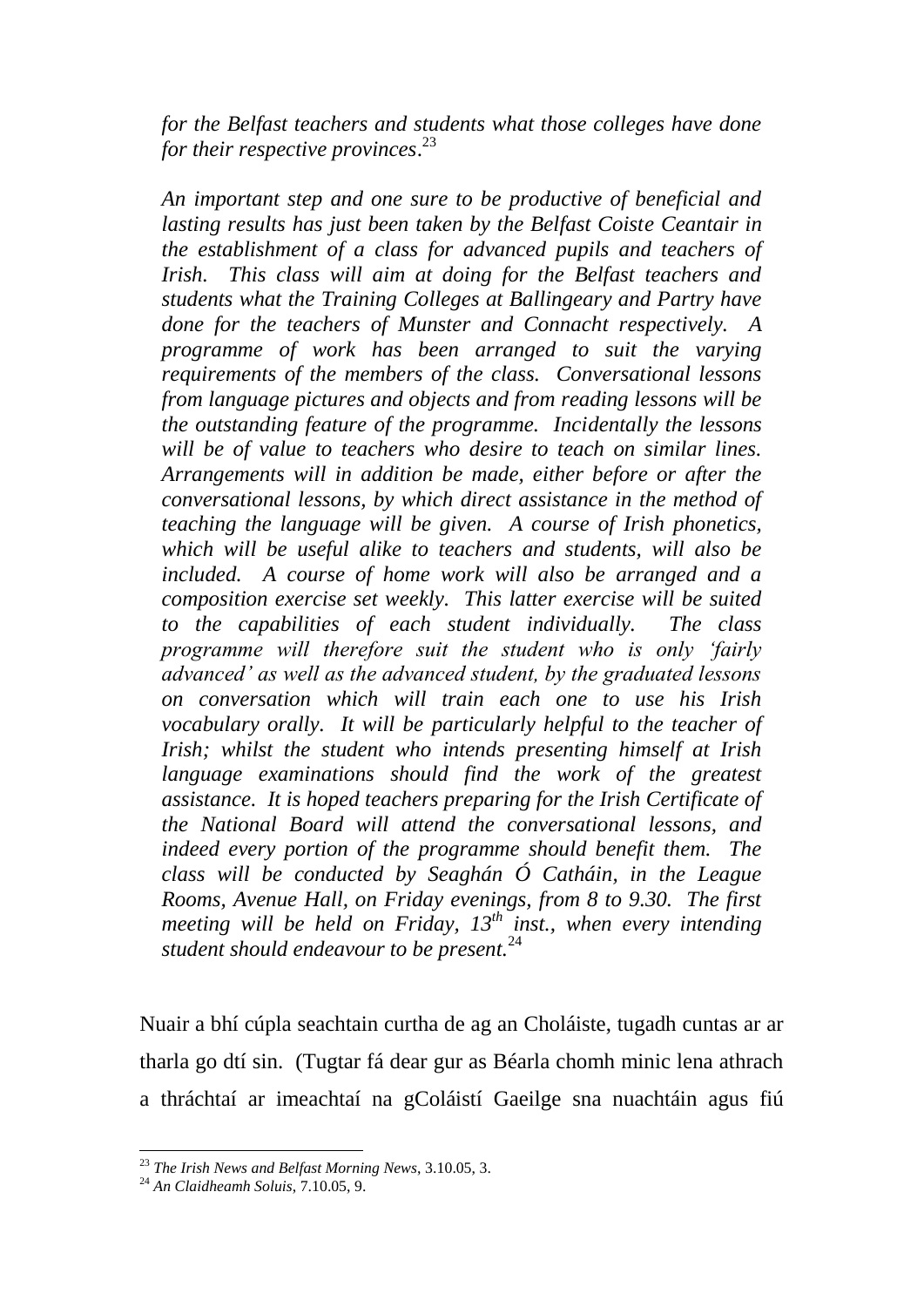*for the Belfast teachers and students what those colleges have done for their respective provinces*.[23]

*An important step and one sure to be productive of beneficial and lasting results has just been taken by the Belfast Coiste Ceantair in the establishment of a class for advanced pupils and teachers of Irish. This class will aim at doing for the Belfast teachers and students what the Training Colleges at Ballingeary and Partry have done for the teachers of Munster and Connacht respectively. A programme of work has been arranged to suit the varying requirements of the members of the class. Conversational lessons from language pictures and objects and from reading lessons will be the outstanding feature of the programme. Incidentally the lessons will be of value to teachers who desire to teach on similar lines. Arrangements will in addition be made, either before or after the conversational lessons, by which direct assistance in the method of teaching the language will be given. A course of Irish phonetics, which will be useful alike to teachers and students, will also be included. A course of home work will also be arranged and a composition exercise set weekly. This latter exercise will be suited to the capabilities of each student individually. The class programme will therefore suit the student who is only 'fairly advanced' as well as the advanced student, by the graduated lessons on conversation which will train each one to use his Irish vocabulary orally. It will be particularly helpful to the teacher of Irish; whilst the student who intends presenting himself at Irish language examinations should find the work of the greatest assistance. It is hoped teachers preparing for the Irish Certificate of the National Board will attend the conversational lessons, and indeed every portion of the programme should benefit them. The class will be conducted by Seaghán Ó Catháin, in the League Rooms, Avenue Hall, on Friday evenings, from 8 to 9.30. The first meeting will be held on Friday, 13th inst., when every intending student should endeavour to be present.*[24]

Nuair a bhí cúpla seachtain curtha de ag an Choláiste, tugadh cuntas ar ar tharla go dtí sin. (Tugtar fá dear gur as Béarla chomh minic lena athrach a thráchtaí ar imeachtaí na gColáistí Gaeilge sna nuachtáin agus fiú

---

[23] *The Irish News and Belfast Morning News*, 3.10.05, 3.

[24] *An Claidheamh Soluis*, 7.10.05, 9.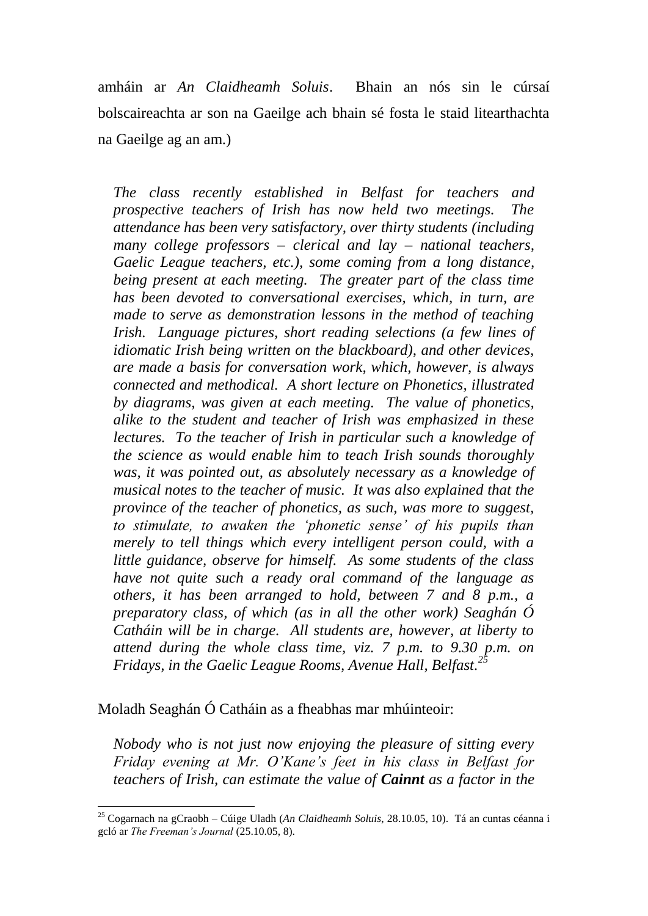amháin ar *An Claidheamh Soluis*. Bhain an nós sin le cúrsaí bolscaireachta ar son na Gaeilge ach bhain sé fosta le staid litearthachta na Gaeilge ag an am.)

> *The class recently established in Belfast for teachers and prospective teachers of Irish has now held two meetings. The attendance has been very satisfactory, over thirty students (including many college professors – clerical and lay – national teachers, Gaelic League teachers, etc.), some coming from a long distance, being present at each meeting. The greater part of the class time has been devoted to conversational exercises, which, in turn, are made to serve as demonstration lessons in the method of teaching Irish. Language pictures, short reading selections (a few lines of idiomatic Irish being written on the blackboard), and other devices, are made a basis for conversation work, which, however, is always connected and methodical. A short lecture on Phonetics, illustrated by diagrams, was given at each meeting. The value of phonetics, alike to the student and teacher of Irish was emphasized in these lectures. To the teacher of Irish in particular such a knowledge of the science as would enable him to teach Irish sounds thoroughly was, it was pointed out, as absolutely necessary as a knowledge of musical notes to the teacher of music. It was also explained that the province of the teacher of phonetics, as such, was more to suggest, to stimulate, to awaken the 'phonetic sense' of his pupils than merely to tell things which every intelligent person could, with a little guidance, observe for himself. As some students of the class have not quite such a ready oral command of the language as others, it has been arranged to hold, between 7 and 8 p.m., a preparatory class, of which (as in all the other work) Seaghán Ó Catháin will be in charge. All students are, however, at liberty to attend during the whole class time, viz. 7 p.m. to 9.30 p.m. on Fridays, in the Gaelic League Rooms, Avenue Hall, Belfast.*[25]

Moladh Seaghán Ó Catháin as a fheabhas mar mhúinteoir:

> *Nobody who is not just now enjoying the pleasure of sitting every Friday evening at Mr. O'Kane's feet in his class in Belfast for teachers of Irish, can estimate the value of **Cainnt** as a factor in the*

---

[25] Cogarnach na gCraobh – Cúige Uladh (*An Claidheamh Soluis*, 28.10.05, 10). Tá an cuntas céanna i gcló ar *The Freeman's Journal* (25.10.05, 8).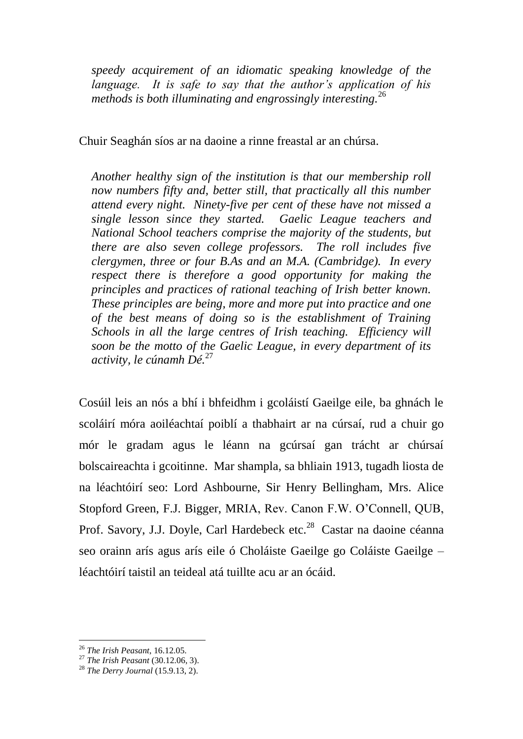*speedy acquirement of an idiomatic speaking knowledge of the language. It is safe to say that the author's application of his methods is both illuminating and engrossingly interesting.*[26]

Chuir Seaghán síos ar na daoine a rinne freastal ar an chúrsa.

> *Another healthy sign of the institution is that our membership roll now numbers fifty and, better still, that practically all this number attend every night. Ninety-five per cent of these have not missed a single lesson since they started. Gaelic League teachers and National School teachers comprise the majority of the students, but there are also seven college professors. The roll includes five clergymen, three or four B.As and an M.A. (Cambridge). In every respect there is therefore a good opportunity for making the principles and practices of rational teaching of Irish better known. These principles are being, more and more put into practice and one of the best means of doing so is the establishment of Training Schools in all the large centres of Irish teaching. Efficiency will soon be the motto of the Gaelic League, in every department of its activity, le cúnamh Dé.*[27]

Cosúil leis an nós a bhí i bhfeidhm i gcoláistí Gaeilge eile, ba ghnách le scoláirí móra aoiléachtaí poiblí a thabhairt ar na cúrsaí, rud a chuir go mór le gradam agus le léann na gcúrsaí gan trácht ar chúrsaí bolscaireachta i gcoitinne. Mar shampla, sa bhliain 1913, tugadh liosta de na léachtóirí seo: Lord Ashbourne, Sir Henry Bellingham, Mrs. Alice Stopford Green, F.J. Bigger, MRIA, Rev. Canon F.W. O'Connell, QUB, Prof. Savory, J.J. Doyle, Carl Hardebeck etc.[28] Castar na daoine céanna seo orainn arís agus arís eile ó Choláiste Gaeilge go Coláiste Gaeilge – léachtóirí taistil an teideal atá tuillte acu ar an ócáid.

---

[26] *The Irish Peasant*, 16.12.05.

[27] *The Irish Peasant* (30.12.06, 3).

[28] *The Derry Journal* (15.9.13, 2).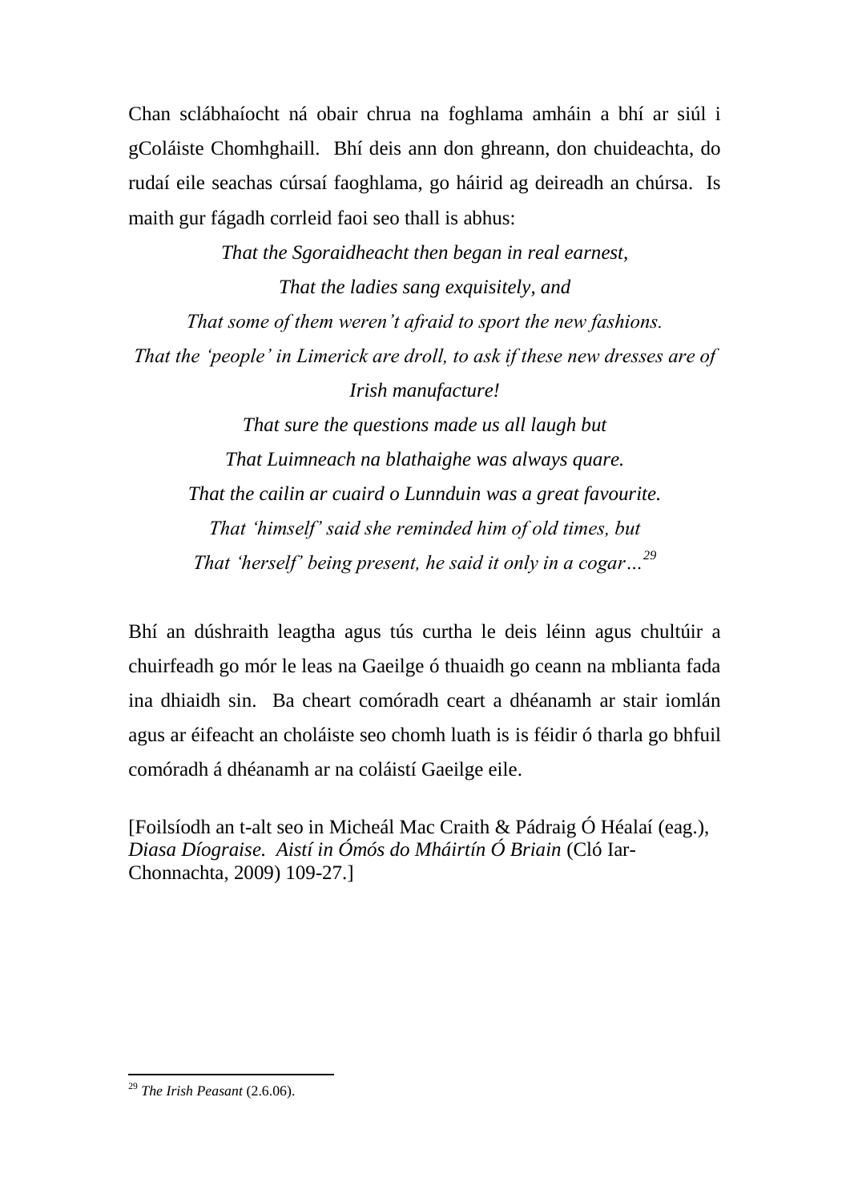Chan sclábhaíocht ná obair chrua na foghlama amháin a bhí ar siúl i gColáiste Chomhghaill. Bhí deis ann don ghreann, don chuideachta, do rudaí eile seachas cúrsaí faoghlama, go háirid ag deireadh an chúrsa. Is maith gur fágadh corrleid faoi seo thall is abhus:

*That the Sgoraidheacht then began in real earnest,*
*That the ladies sang exquisitely, and*
*That some of them weren't afraid to sport the new fashions.*
*That the 'people' in Limerick are droll, to ask if these new dresses are of Irish manufacture!*
*That sure the questions made us all laugh but*
*That Luimneach na blathaighe was always quare.*
*That the cailin ar cuaird o Lunnduin was a great favourite.*
*That 'himself' said she reminded him of old times, but*
*That 'herself' being present, he said it only in a cogar…*[29]

Bhí an dúshraith leagtha agus tús curtha le deis léinn agus chultúir a chuirfeadh go mór le leas na Gaeilge ó thuaidh go ceann na mblianta fada ina dhiaidh sin. Ba cheart comóradh ceart a dhéanamh ar stair iomlán agus ar éifeacht an choláiste seo chomh luath is is féidir ó tharla go bhfuil comóradh á dhéanamh ar na coláistí Gaeilge eile.

[Foilsíodh an t-alt seo in Micheál Mac Craith & Pádraig Ó Héalaí (eag.), *Diasa Díograise. Aistí in Ómós do Mháirtín Ó Briain* (Cló Iar-Chonnachta, 2009) 109-27.]

---

[29] *The Irish Peasant* (2.6.06).